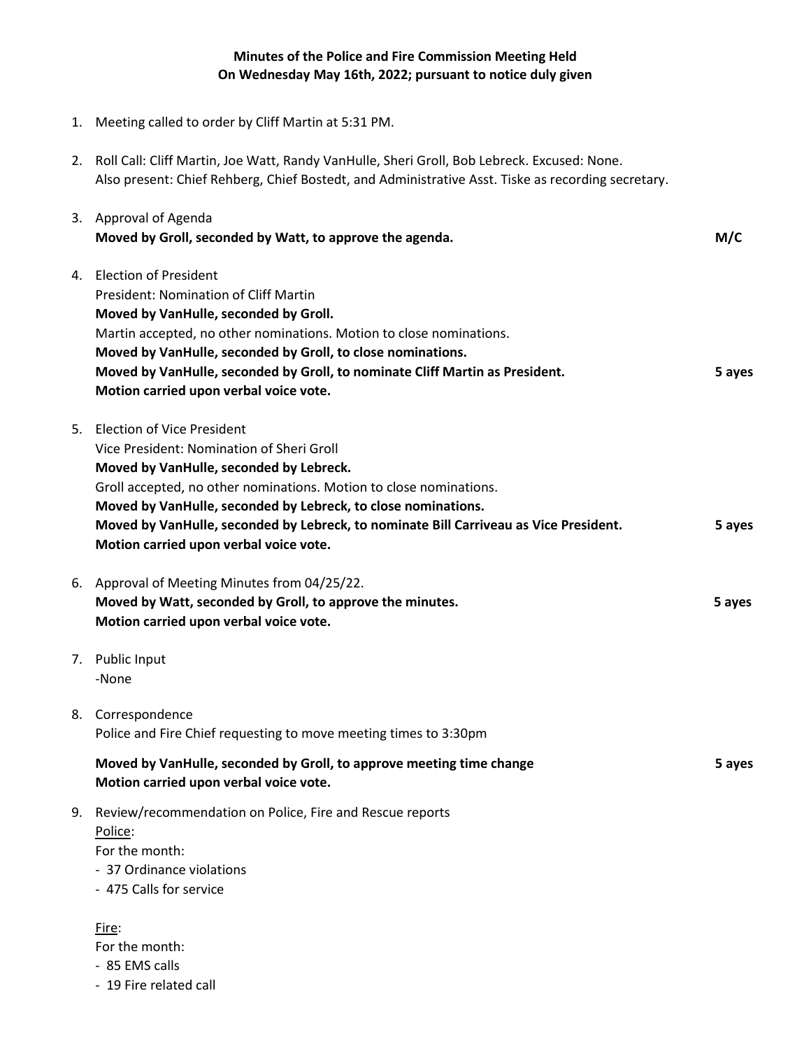**Minutes of the Police and Fire Commission Meeting Held**
**On Wednesday May 16th, 2022; pursuant to notice duly given**

1. Meeting called to order by Cliff Martin at 5:31 PM.

2. Roll Call: Cliff Martin, Joe Watt, Randy VanHulle, Sheri Groll, Bob Lebreck. Excused: None.
   Also present: Chief Rehberg, Chief Bostedt, and Administrative Asst. Tiske as recording secretary.

3. Approval of Agenda
   **Moved by Groll, seconded by Watt, to approve the agenda.** **M/C**

4. Election of President
   President: Nomination of Cliff Martin
   **Moved by VanHulle, seconded by Groll.**
   Martin accepted, no other nominations. Motion to close nominations.
   **Moved by VanHulle, seconded by Groll, to close nominations.**
   **Moved by VanHulle, seconded by Groll, to nominate Cliff Martin as President.** **5 ayes**
   **Motion carried upon verbal voice vote.**

5. Election of Vice President
   Vice President: Nomination of Sheri Groll
   **Moved by VanHulle, seconded by Lebreck.**
   Groll accepted, no other nominations. Motion to close nominations.
   **Moved by VanHulle, seconded by Lebreck, to close nominations.**
   **Moved by VanHulle, seconded by Lebreck, to nominate Bill Carriveau as Vice President.** **5 ayes**
   **Motion carried upon verbal voice vote.**

6. Approval of Meeting Minutes from 04/25/22.
   **Moved by Watt, seconded by Groll, to approve the minutes.** **5 ayes**
   **Motion carried upon verbal voice vote.**

7. Public Input
   -None

8. Correspondence
   Police and Fire Chief requesting to move meeting times to 3:30pm

   **Moved by VanHulle, seconded by Groll, to approve meeting time change** **5 ayes**
   **Motion carried upon verbal voice vote.**

9. Review/recommendation on Police, Fire and Rescue reports
   Police:
   For the month:
   - 37 Ordinance violations
   - 475 Calls for service

   Fire:
   For the month:
   - 85 EMS calls
   - 19 Fire related call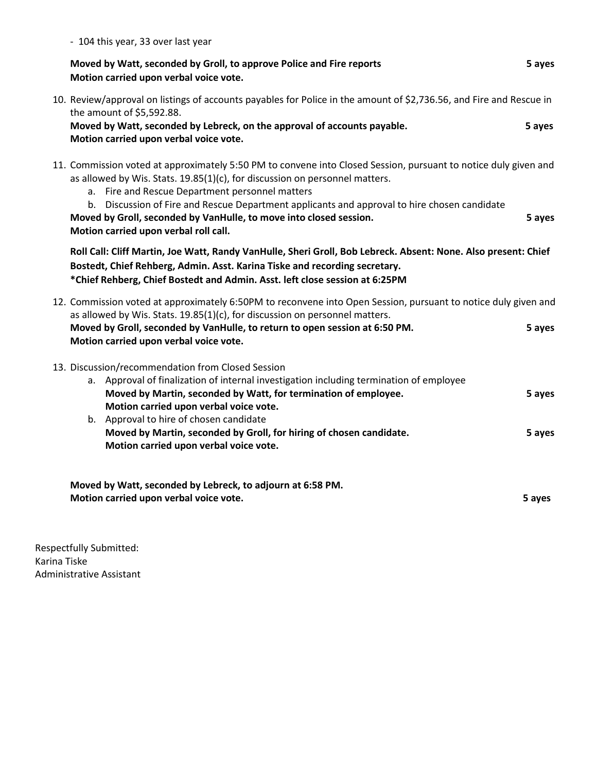- 104 this year, 33 over last year

**Moved by Watt, seconded by Groll, to approve Police and Fire reports** **5 ayes**
**Motion carried upon verbal voice vote.**

10. Review/approval on listings of accounts payables for Police in the amount of $2,736.56, and Fire and Rescue in the amount of $5,592.88.
    **Moved by Watt, seconded by Lebreck, on the approval of accounts payable.** **5 ayes**
    **Motion carried upon verbal voice vote.**

11. Commission voted at approximately 5:50 PM to convene into Closed Session, pursuant to notice duly given and as allowed by Wis. Stats. 19.85(1)(c), for discussion on personnel matters.
    a. Fire and Rescue Department personnel matters
    b. Discussion of Fire and Rescue Department applicants and approval to hire chosen candidate
    
    **Moved by Groll, seconded by VanHulle, to move into closed session.** **5 ayes**
    **Motion carried upon verbal roll call.**

    **Roll Call: Cliff Martin, Joe Watt, Randy VanHulle, Sheri Groll, Bob Lebreck. Absent: None. Also present: Chief Bostedt, Chief Rehberg, Admin. Asst. Karina Tiske and recording secretary.**
    **\*Chief Rehberg, Chief Bostedt and Admin. Asst. left close session at 6:25PM**

12. Commission voted at approximately 6:50PM to reconvene into Open Session, pursuant to notice duly given and as allowed by Wis. Stats. 19.85(1)(c), for discussion on personnel matters.
    **Moved by Groll, seconded by VanHulle, to return to open session at 6:50 PM.** **5 ayes**
    **Motion carried upon verbal voice vote.**

13. Discussion/recommendation from Closed Session
    a. Approval of finalization of internal investigation including termination of employee
       **Moved by Martin, seconded by Watt, for termination of employee.** **5 ayes**
       **Motion carried upon verbal voice vote.**
    b. Approval to hire of chosen candidate
       **Moved by Martin, seconded by Groll, for hiring of chosen candidate.** **5 ayes**
       **Motion carried upon verbal voice vote.**

**Moved by Watt, seconded by Lebreck, to adjourn at 6:58 PM.**
**Motion carried upon verbal voice vote.** **5 ayes**

Respectfully Submitted:
Karina Tiske
Administrative Assistant